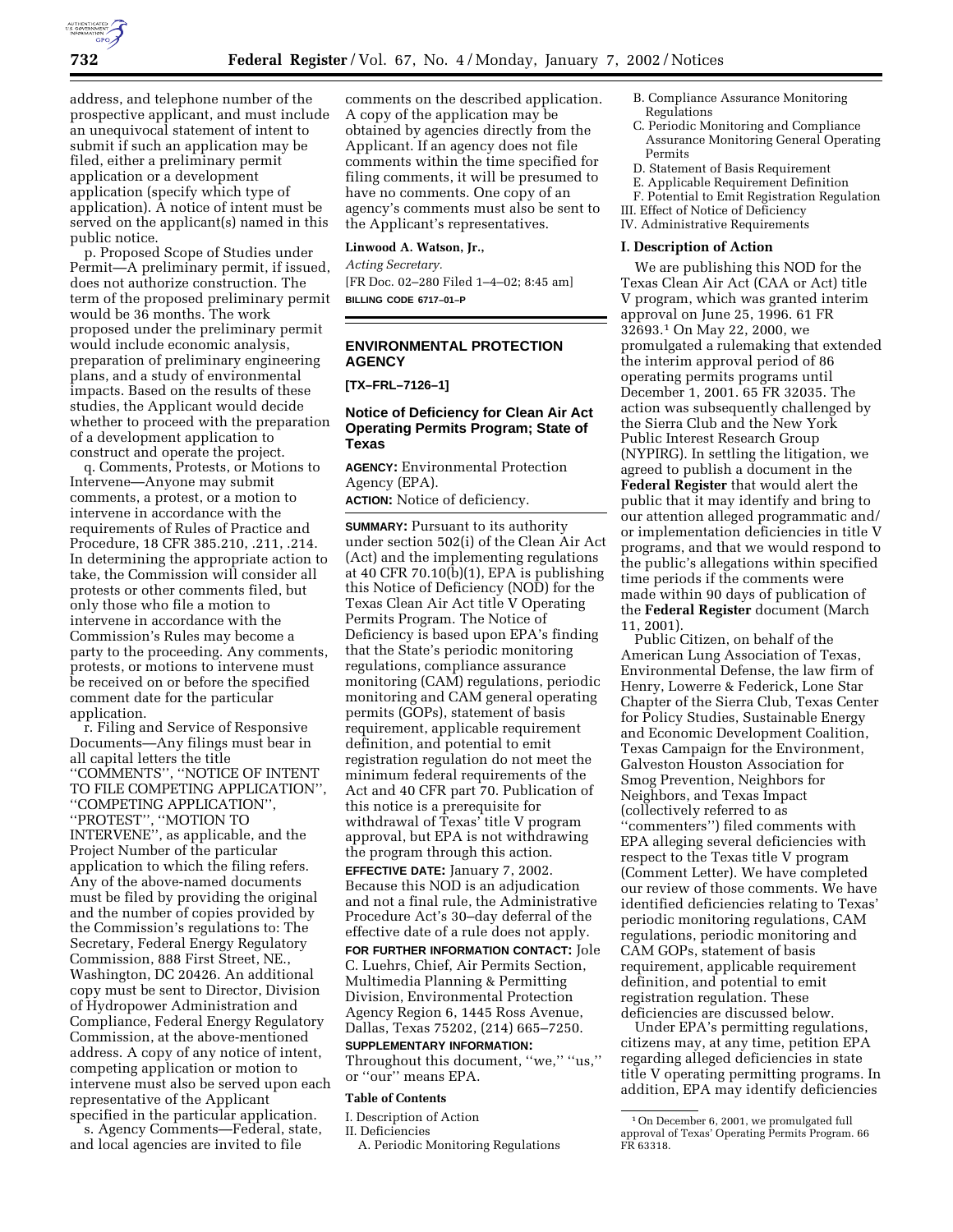address, and telephone number of the prospective applicant, and must include an unequivocal statement of intent to submit if such an application may be filed, either a preliminary permit application or a development application (specify which type of application). A notice of intent must be served on the applicant(s) named in this public notice.

p. Proposed Scope of Studies under Permit—A preliminary permit, if issued, does not authorize construction. The term of the proposed preliminary permit would be 36 months. The work proposed under the preliminary permit would include economic analysis, preparation of preliminary engineering plans, and a study of environmental impacts. Based on the results of these studies, the Applicant would decide whether to proceed with the preparation of a development application to construct and operate the project.

q. Comments, Protests, or Motions to Intervene—Anyone may submit comments, a protest, or a motion to intervene in accordance with the requirements of Rules of Practice and Procedure, 18 CFR 385.210, .211, .214. In determining the appropriate action to take, the Commission will consider all protests or other comments filed, but only those who file a motion to intervene in accordance with the Commission's Rules may become a party to the proceeding. Any comments, protests, or motions to intervene must be received on or before the specified comment date for the particular application.

r. Filing and Service of Responsive Documents—Any filings must bear in all capital letters the title "COMMENTS", "NOTICE OF INTENT TO FILE COMPETING APPLICATION", "COMPETING APPLICATION", "PROTEST", "MOTION TO INTERVENE", as applicable, and the Project Number of the particular application to which the filing refers. Any of the above-named documents must be filed by providing the original and the number of copies provided by the Commission's regulations to: The Secretary, Federal Energy Regulatory Commission, 888 First Street, NE., Washington, DC 20426. An additional copy must be sent to Director, Division of Hydropower Administration and Compliance, Federal Energy Regulatory Commission, at the above-mentioned address. A copy of any notice of intent, competing application or motion to intervene must also be served upon each representative of the Applicant specified in the particular application.

s. Agency Comments—Federal, state, and local agencies are invited to file comments on the described application. A copy of the application may be obtained by agencies directly from the Applicant. If an agency does not file comments within the time specified for filing comments, it will be presumed to have no comments. One copy of an agency's comments must also be sent to the Applicant's representatives.

**Linwood A. Watson, Jr.,**

*Acting Secretary.*

[FR Doc. 02–280 Filed 1–4–02; 8:45 am]

**BILLING CODE 6717–01–P**

## ENVIRONMENTAL PROTECTION AGENCY

**[TX–FRL–7126–1]**

### Notice of Deficiency for Clean Air Act Operating Permits Program; State of Texas

**AGENCY:** Environmental Protection Agency (EPA).

**ACTION:** Notice of deficiency.

**SUMMARY:** Pursuant to its authority under section 502(i) of the Clean Air Act (Act) and the implementing regulations at 40 CFR 70.10(b)(1), EPA is publishing this Notice of Deficiency (NOD) for the Texas Clean Air Act title V Operating Permits Program. The Notice of Deficiency is based upon EPA's finding that the State's periodic monitoring regulations, compliance assurance monitoring (CAM) regulations, periodic monitoring and CAM general operating permits (GOPs), statement of basis requirement, applicable requirement definition, and potential to emit registration regulation do not meet the minimum federal requirements of the Act and 40 CFR part 70. Publication of this notice is a prerequisite for withdrawal of Texas' title V program approval, but EPA is not withdrawing the program through this action.

**EFFECTIVE DATE:** January 7, 2002. Because this NOD is an adjudication and not a final rule, the Administrative Procedure Act's 30–day deferral of the effective date of a rule does not apply.

**FOR FURTHER INFORMATION CONTACT:** Jole C. Luehrs, Chief, Air Permits Section, Multimedia Planning & Permitting Division, Environmental Protection Agency Region 6, 1445 Ross Avenue, Dallas, Texas 75202, (214) 665–7250.

**SUPPLEMENTARY INFORMATION:** Throughout this document, "we," "us," or "our" means EPA.

**Table of Contents**

I. Description of Action
II. Deficiencies
  A. Periodic Monitoring Regulations
  B. Compliance Assurance Monitoring Regulations
  C. Periodic Monitoring and Compliance Assurance Monitoring General Operating Permits
  D. Statement of Basis Requirement
  E. Applicable Requirement Definition
  F. Potential to Emit Registration Regulation
III. Effect of Notice of Deficiency
IV. Administrative Requirements

### I. Description of Action

We are publishing this NOD for the Texas Clean Air Act (CAA or Act) title V program, which was granted interim approval on June 25, 1996. 61 FR 32693.[1] On May 22, 2000, we promulgated a rulemaking that extended the interim approval period of 86 operating permits programs until December 1, 2001. 65 FR 32035. The action was subsequently challenged by the Sierra Club and the New York Public Interest Research Group (NYPIRG). In settling the litigation, we agreed to publish a document in the **Federal Register** that would alert the public that it may identify and bring to our attention alleged programmatic and/or implementation deficiencies in title V programs, and that we would respond to the public's allegations within specified time periods if the comments were made within 90 days of publication of the **Federal Register** document (March 11, 2001).

Public Citizen, on behalf of the American Lung Association of Texas, Environmental Defense, the law firm of Henry, Lowerre & Federick, Lone Star Chapter of the Sierra Club, Texas Center for Policy Studies, Sustainable Energy and Economic Development Coalition, Texas Campaign for the Environment, Galveston Houston Association for Smog Prevention, Neighbors for Neighbors, and Texas Impact (collectively referred to as "commenters") filed comments with EPA alleging several deficiencies with respect to the Texas title V program (Comment Letter). We have completed our review of those comments. We have identified deficiencies relating to Texas' periodic monitoring regulations, CAM regulations, periodic monitoring and CAM GOPs, statement of basis requirement, applicable requirement definition, and potential to emit registration regulation. These deficiencies are discussed below.

Under EPA's permitting regulations, citizens may, at any time, petition EPA regarding alleged deficiencies in state title V operating permitting programs. In addition, EPA may identify deficiencies

[1] On December 6, 2001, we promulgated full approval of Texas' Operating Permits Program. 66 FR 63318.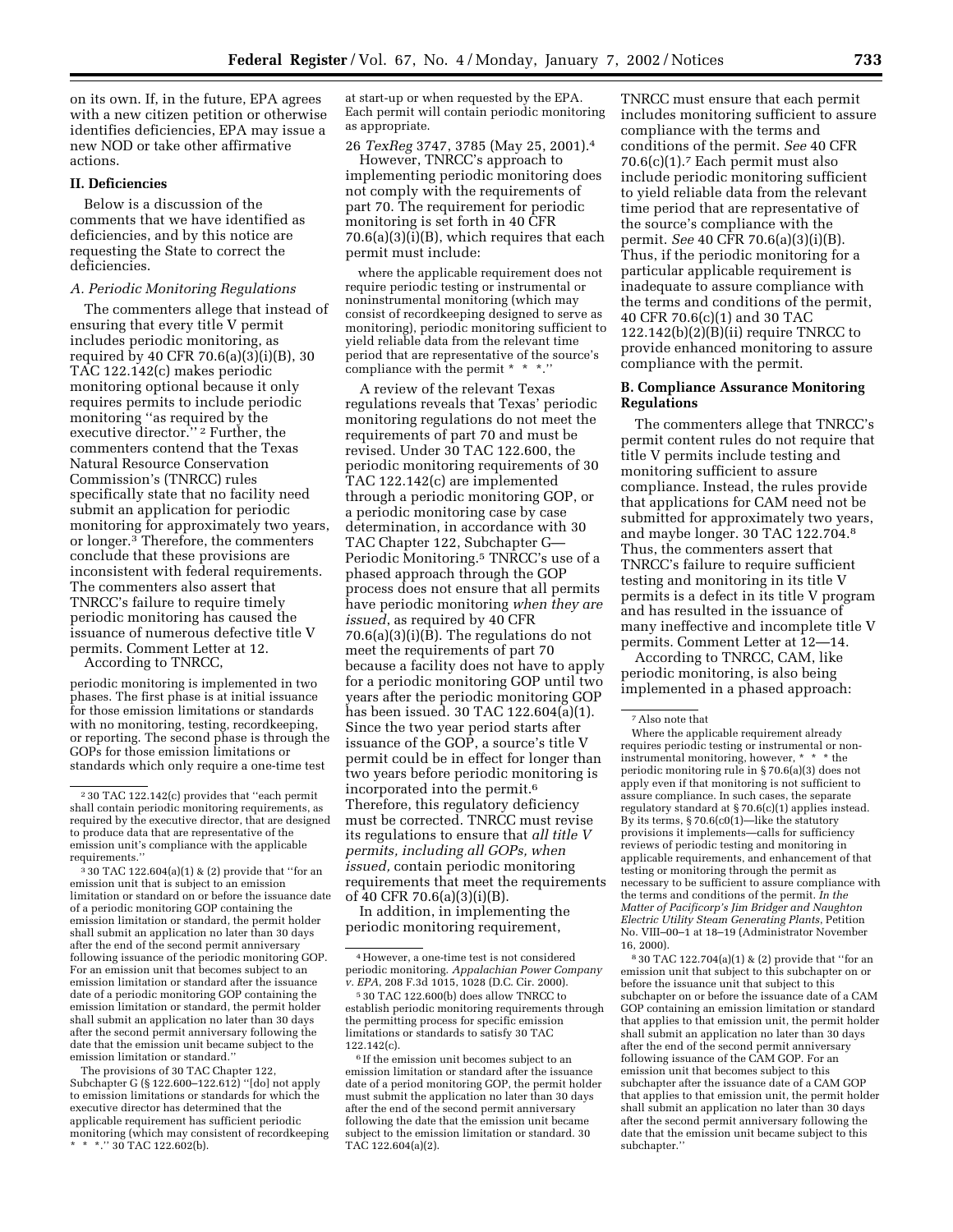on its own. If, in the future, EPA agrees with a new citizen petition or otherwise identifies deficiencies, EPA may issue a new NOD or take other affirmative actions.

## II. Deficiencies

Below is a discussion of the comments that we have identified as deficiencies, and by this notice are requesting the State to correct the deficiencies.

### A. Periodic Monitoring Regulations

The commenters allege that instead of ensuring that every title V permit includes periodic monitoring, as required by 40 CFR 70.6(a)(3)(i)(B), 30 TAC 122.142(c) makes periodic monitoring optional because it only requires permits to include periodic monitoring "as required by the executive director."[2] Further, the commenters contend that the Texas Natural Resource Conservation Commission's (TNRCC) rules specifically state that no facility need submit an application for periodic monitoring for approximately two years, or longer.[3] Therefore, the commenters conclude that these provisions are inconsistent with federal requirements. The commenters also assert that TNRCC's failure to require timely periodic monitoring has caused the issuance of numerous defective title V permits. Comment Letter at 12.

According to TNRCC,

> periodic monitoring is implemented in two phases. The first phase is at initial issuance for those emission limitations or standards with no monitoring, testing, recordkeeping, or reporting. The second phase is through the GOPs for those emission limitations or standards which only require a one-time test at start-up or when requested by the EPA. Each permit will contain periodic monitoring as appropriate.

26 *TexReg* 3747, 3785 (May 25, 2001).[4]

However, TNRCC's approach to implementing periodic monitoring does not comply with the requirements of part 70. The requirement for periodic monitoring is set forth in 40 CFR 70.6(a)(3)(i)(B), which requires that each permit must include:

> where the applicable requirement does not require periodic testing or instrumental or noninstrumental monitoring (which may consist of recordkeeping designed to serve as monitoring), periodic monitoring sufficient to yield reliable data from the relevant time period that are representative of the source's compliance with the permit * * *."

A review of the relevant Texas regulations reveals that Texas' periodic monitoring regulations do not meet the requirements of part 70 and must be revised. Under 30 TAC 122.600, the periodic monitoring requirements of 30 TAC 122.142(c) are implemented through a periodic monitoring GOP, or a periodic monitoring case by case determination, in accordance with 30 TAC Chapter 122, Subchapter G—Periodic Monitoring.[5] TNRCC's use of a phased approach through the GOP process does not ensure that all permits have periodic monitoring *when they are issued*, as required by 40 CFR 70.6(a)(3)(i)(B). The regulations do not meet the requirements of part 70 because a facility does not have to apply for a periodic monitoring GOP until two years after the periodic monitoring GOP has been issued. 30 TAC 122.604(a)(1). Since the two year period starts after issuance of the GOP, a source's title V permit could be in effect for longer than two years before periodic monitoring is incorporated into the permit.[6] Therefore, this regulatory deficiency must be corrected. TNRCC must revise its regulations to ensure that *all title V permits, including all GOPs, when issued,* contain periodic monitoring requirements that meet the requirements of 40 CFR 70.6(a)(3)(i)(B).

In addition, in implementing the periodic monitoring requirement, TNRCC must ensure that each permit includes monitoring sufficient to assure compliance with the terms and conditions of the permit. *See* 40 CFR 70.6(c)(1).[7] Each permit must also include periodic monitoring sufficient to yield reliable data from the relevant time period that are representative of the source's compliance with the permit. *See* 40 CFR 70.6(a)(3)(i)(B). Thus, if the periodic monitoring for a particular applicable requirement is inadequate to assure compliance with the terms and conditions of the permit, 40 CFR 70.6(c)(1) and 30 TAC 122.142(b)(2)(B)(ii) require TNRCC to provide enhanced monitoring to assure compliance with the permit.

### B. Compliance Assurance Monitoring Regulations

The commenters allege that TNRCC's permit content rules do not require that title V permits include testing and monitoring sufficient to assure compliance. Instead, the rules provide that applications for CAM need not be submitted for approximately two years, and maybe longer. 30 TAC 122.704.[8] Thus, the commenters assert that TNRCC's failure to require sufficient testing and monitoring in its title V permits is a defect in its title V program and has resulted in the issuance of many ineffective and incomplete title V permits. Comment Letter at 12—14.

According to TNRCC, CAM, like periodic monitoring, is also being implemented in a phased approach:

---

[2] 30 TAC 122.142(c) provides that "each permit shall contain periodic monitoring requirements, as required by the executive director, that are designed to produce data that are representative of the emission unit's compliance with the applicable requirements."

[3] 30 TAC 122.604(a)(1) & (2) provide that "for an emission unit that is subject to an emission limitation or standard on or before the issuance date of a periodic monitoring GOP containing the emission limitation or standard, the permit holder shall submit an application no later than 30 days after the end of the second permit anniversary following issuance of the periodic monitoring GOP. For an emission unit that becomes subject to an emission limitation or standard after the issuance date of a periodic monitoring GOP containing the emission limitation or standard, the permit holder shall submit an application no later than 30 days after the second permit anniversary following the date that the emission unit became subject to the emission limitation or standard."

The provisions of 30 TAC Chapter 122, Subchapter G (§ 122.600–122.612) "[do] not apply to emission limitations or standards for which the executive director has determined that the applicable requirement has sufficient periodic monitoring (which may consistent of recordkeeping * * *." 30 TAC 122.602(b).

[4] However, a one-time test is not considered periodic monitoring. *Appalachian Power Company v. EPA*, 208 F.3d 1015, 1028 (D.C. Cir. 2000).

[5] 30 TAC 122.600(b) does allow TNRCC to establish periodic monitoring requirements through the permitting process for specific emission limitations or standards to satisfy 30 TAC 122.142(c).

[6] If the emission unit becomes subject to an emission limitation or standard after the issuance date of a period monitoring GOP, the permit holder must submit the application no later than 30 days after the end of the second permit anniversary following the date that the emission unit became subject to the emission limitation or standard. 30 TAC 122.604(a)(2).

[7] Also note that

Where the applicable requirement already requires periodic testing or instrumental or non-instrumental monitoring, however, * * * the periodic monitoring rule in § 70.6(a)(3) does not apply even if that monitoring is not sufficient to assure compliance. In such cases, the separate regulatory standard at § 70.6(c)(1) applies instead. By its terms, § 70.6(c0(1)—like the statutory provisions it implements—calls for sufficiency reviews of periodic testing and monitoring in applicable requirements, and enhancement of that testing or monitoring through the permit as necessary to be sufficient to assure compliance with the terms and conditions of the permit. *In the Matter of Pacificorp's Jim Bridger and Naughton Electric Utility Steam Generating Plants*, Petition No. VIII–00–1 at 18–19 (Administrator November 16, 2000).

[8] 30 TAC 122.704(a)(1) & (2) provide that "for an emission unit that subject to this subchapter on or before the issuance unit that subject to this subchapter on or before the issuance date of a CAM GOP containing an emission limitation or standard that applies to that emission unit, the permit holder shall submit an application no later than 30 days after the end of the second permit anniversary following issuance of the CAM GOP. For an emission unit that becomes subject to this subchapter after the issuance date of a CAM GOP that applies to that emission unit, the permit holder shall submit an application no later than 30 days after the second permit anniversary following the date that the emission unit became subject to this subchapter."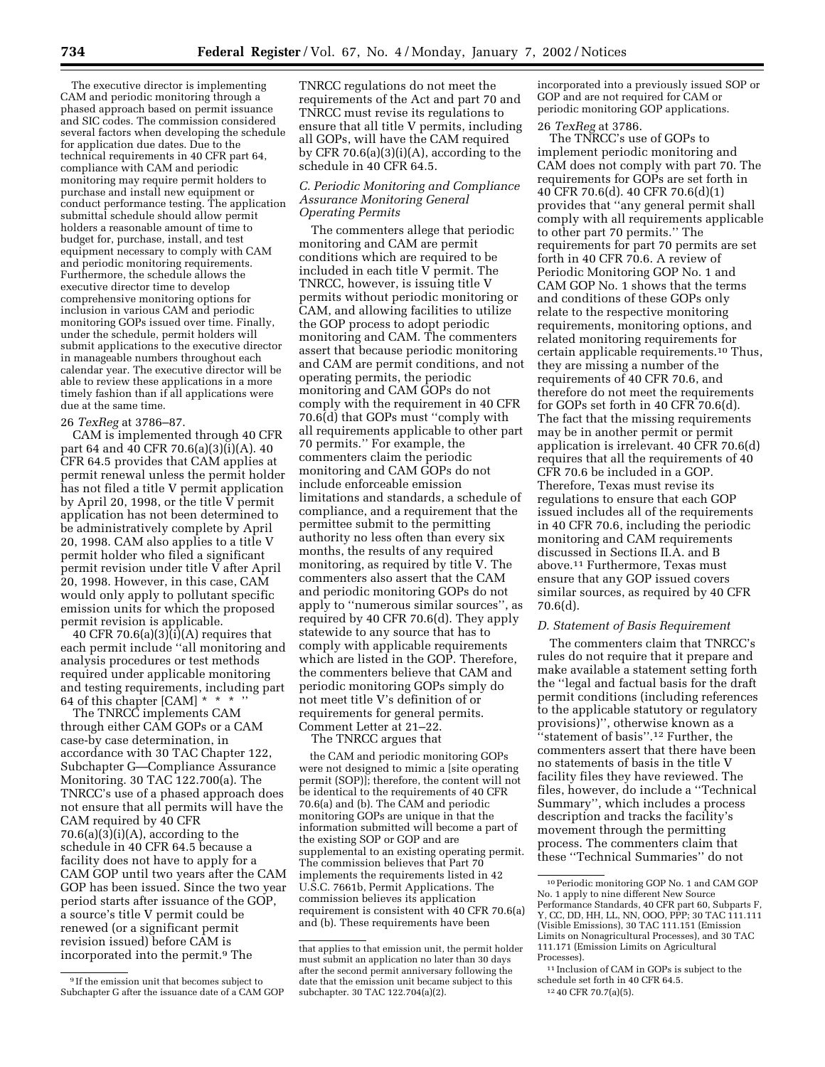The executive director is implementing CAM and periodic monitoring through a phased approach based on permit issuance and SIC codes. The commission considered several factors when developing the schedule for application due dates. Due to the technical requirements in 40 CFR part 64, compliance with CAM and periodic monitoring may require permit holders to purchase and install new equipment or conduct performance testing. The application submittal schedule should allow permit holders a reasonable amount of time to budget for, purchase, install, and test equipment necessary to comply with CAM and periodic monitoring requirements. Furthermore, the schedule allows the executive director time to develop comprehensive monitoring options for inclusion in various CAM and periodic monitoring GOPs issued over time. Finally, under the schedule, permit holders will submit applications to the executive director in manageable numbers throughout each calendar year. The executive director will be able to review these applications in a more timely fashion than if all applications were due at the same time.

26 *TexReg* at 3786–87.

CAM is implemented through 40 CFR part 64 and 40 CFR 70.6(a)(3)(i)(A). 40 CFR 64.5 provides that CAM applies at permit renewal unless the permit holder has not filed a title V permit application by April 20, 1998, or the title V permit application has not been determined to be administratively complete by April 20, 1998. CAM also applies to a title V permit holder who filed a significant permit revision under title V after April 20, 1998. However, in this case, CAM would only apply to pollutant specific emission units for which the proposed permit revision is applicable.

40 CFR 70.6(a)(3)(i)(A) requires that each permit include ''all monitoring and analysis procedures or test methods required under applicable monitoring and testing requirements, including part 64 of this chapter [CAM] * * * ''

The TNRCC implements CAM through either CAM GOPs or a CAM case-by case determination, in accordance with 30 TAC Chapter 122, Subchapter G—Compliance Assurance Monitoring. 30 TAC 122.700(a). The TNRCC's use of a phased approach does not ensure that all permits will have the CAM required by 40 CFR 70.6(a)(3)(i)(A), according to the schedule in 40 CFR 64.5 because a facility does not have to apply for a CAM GOP until two years after the CAM GOP has been issued. Since the two year period starts after issuance of the GOP, a source's title V permit could be renewed (or a significant permit revision issued) before CAM is incorporated into the permit.[9] The TNRCC regulations do not meet the requirements of the Act and part 70 and TNRCC must revise its regulations to ensure that all title V permits, including all GOPs, will have the CAM required by CFR 70.6(a)(3)(i)(A), according to the schedule in 40 CFR 64.5.

### *C. Periodic Monitoring and Compliance Assurance Monitoring General Operating Permits*

The commenters allege that periodic monitoring and CAM are permit conditions which are required to be included in each title V permit. The TNRCC, however, is issuing title V permits without periodic monitoring or CAM, and allowing facilities to utilize the GOP process to adopt periodic monitoring and CAM. The commenters assert that because periodic monitoring and CAM are permit conditions, and not operating permits, the periodic monitoring and CAM GOPs do not comply with the requirement in 40 CFR 70.6(d) that GOPs must ''comply with all requirements applicable to other part 70 permits.'' For example, the commenters claim the periodic monitoring and CAM GOPs do not include enforceable emission limitations and standards, a schedule of compliance, and a requirement that the permittee submit to the permitting authority no less often than every six months, the results of any required monitoring, as required by title V. The commenters also assert that the CAM and periodic monitoring GOPs do not apply to ''numerous similar sources'', as required by 40 CFR 70.6(d). They apply statewide to any source that has to comply with applicable requirements which are listed in the GOP. Therefore, the commenters believe that CAM and periodic monitoring GOPs simply do not meet title V's definition of or requirements for general permits. Comment Letter at 21–22.

The TNRCC argues that

> the CAM and periodic monitoring GOPs were not designed to mimic a [site operating permit (SOP)]; therefore, the content will not be identical to the requirements of 40 CFR 70.6(a) and (b). The CAM and periodic monitoring GOPs are unique in that the information submitted will become a part of the existing SOP or GOP and are supplemental to an existing operating permit. The commission believes that Part 70 implements the requirements listed in 42 U.S.C. 7661b, Permit Applications. The commission believes its application requirement is consistent with 40 CFR 70.6(a) and (b). These requirements have been incorporated into a previously issued SOP or GOP and are not required for CAM or periodic monitoring GOP applications.

26 *TexReg* at 3786.

The TNRCC's use of GOPs to implement periodic monitoring and CAM does not comply with part 70. The requirements for GOPs are set forth in 40 CFR 70.6(d). 40 CFR 70.6(d)(1) provides that ''any general permit shall comply with all requirements applicable to other part 70 permits.'' The requirements for part 70 permits are set forth in 40 CFR 70.6. A review of Periodic Monitoring GOP No. 1 and CAM GOP No. 1 shows that the terms and conditions of these GOPs only relate to the respective monitoring requirements, monitoring options, and related monitoring requirements for certain applicable requirements.[10] Thus, they are missing a number of the requirements of 40 CFR 70.6, and therefore do not meet the requirements for GOPs set forth in 40 CFR 70.6(d). The fact that the missing requirements may be in another permit or permit application is irrelevant. 40 CFR 70.6(d) requires that all the requirements of 40 CFR 70.6 be included in a GOP. Therefore, Texas must revise its regulations to ensure that each GOP issued includes all of the requirements in 40 CFR 70.6, including the periodic monitoring and CAM requirements discussed in Sections II.A. and B above.[11] Furthermore, Texas must ensure that any GOP issued covers similar sources, as required by 40 CFR 70.6(d).

### *D. Statement of Basis Requirement*

The commenters claim that TNRCC's rules do not require that it prepare and make available a statement setting forth the ''legal and factual basis for the draft permit conditions (including references to the applicable statutory or regulatory provisions)'', otherwise known as a ''statement of basis''.[12] Further, the commenters assert that there have been no statements of basis in the title V facility files they have reviewed. The files, however, do include a ''Technical Summary'', which includes a process description and tracks the facility's movement through the permitting process. The commenters claim that these ''Technical Summaries'' do not

---

[9] If the emission unit that becomes subject to Subchapter G after the issuance date of a CAM GOP that applies to that emission unit, the permit holder must submit an application no later than 30 days after the second permit anniversary following the date that the emission unit became subject to this subchapter. 30 TAC 122.704(a)(2).

[10] Periodic monitoring GOP No. 1 and CAM GOP No. 1 apply to nine different New Source Performance Standards, 40 CFR part 60, Subparts F, Y, CC, DD, HH, LL, NN, OOO, PPP; 30 TAC 111.111 (Visible Emissions), 30 TAC 111.151 (Emission Limits on Nonagricultural Processes), and 30 TAC 111.171 (Emission Limits on Agricultural Processes).

[11] Inclusion of CAM in GOPs is subject to the schedule set forth in 40 CFR 64.5.

[12] 40 CFR 70.7(a)(5).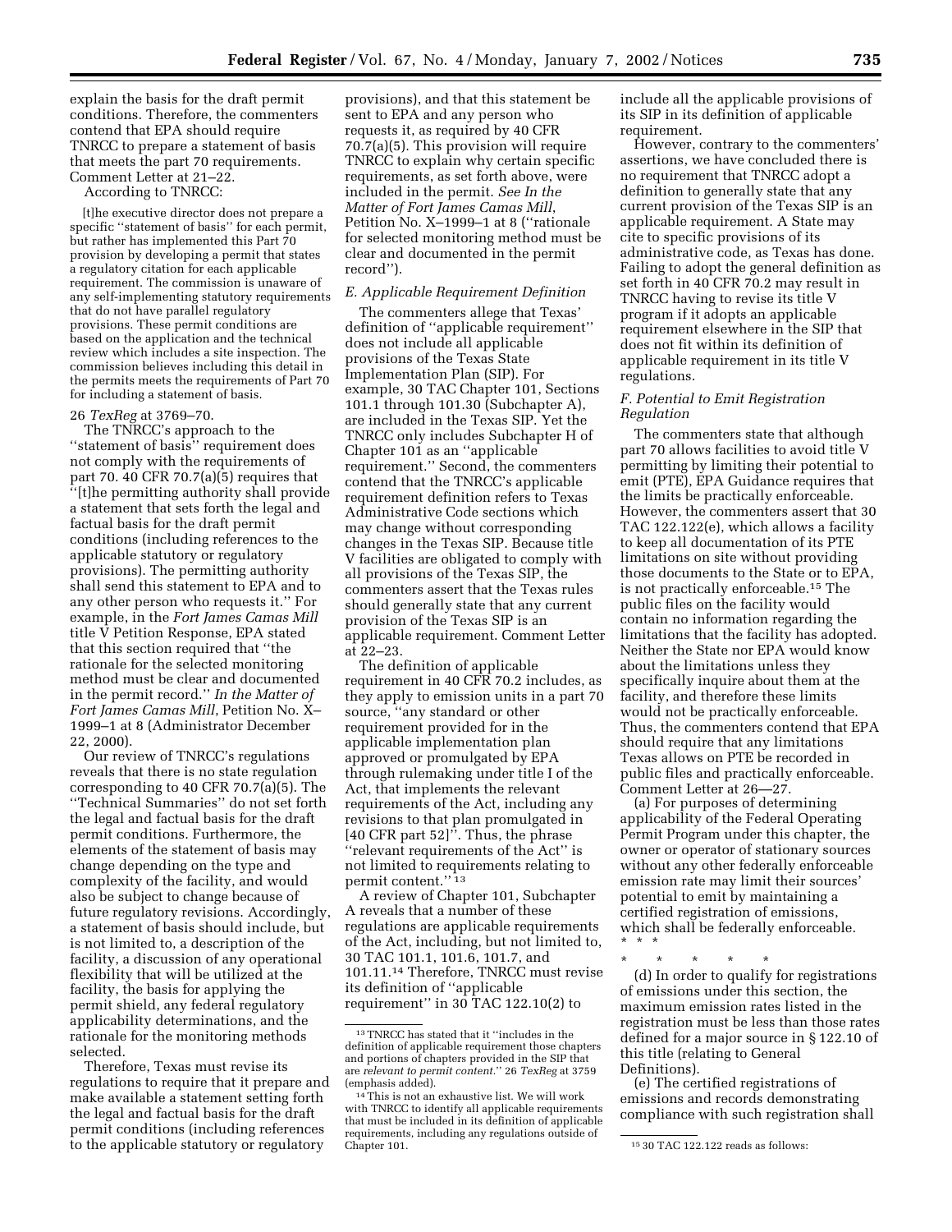explain the basis for the draft permit conditions. Therefore, the commenters contend that EPA should require TNRCC to prepare a statement of basis that meets the part 70 requirements. Comment Letter at 21–22.

According to TNRCC:

> [t]he executive director does not prepare a specific ''statement of basis'' for each permit, but rather has implemented this Part 70 provision by developing a permit that states a regulatory citation for each applicable requirement. The commission is unaware of any self-implementing statutory requirements that do not have parallel regulatory provisions. These permit conditions are based on the application and the technical review which includes a site inspection. The commission believes including this detail in the permits meets the requirements of Part 70 for including a statement of basis.

26 *TexReg* at 3769–70.

The TNRCC's approach to the ''statement of basis'' requirement does not comply with the requirements of part 70. 40 CFR 70.7(a)(5) requires that ''[t]he permitting authority shall provide a statement that sets forth the legal and factual basis for the draft permit conditions (including references to the applicable statutory or regulatory provisions). The permitting authority shall send this statement to EPA and to any other person who requests it.'' For example, in the *Fort James Camas Mill* title V Petition Response, EPA stated that this section required that ''the rationale for the selected monitoring method must be clear and documented in the permit record.'' *In the Matter of Fort James Camas Mill*, Petition No. X–1999–1 at 8 (Administrator December 22, 2000).

Our review of TNRCC's regulations reveals that there is no state regulation corresponding to 40 CFR 70.7(a)(5). The ''Technical Summaries'' do not set forth the legal and factual basis for the draft permit conditions. Furthermore, the elements of the statement of basis may change depending on the type and complexity of the facility, and would also be subject to change because of future regulatory revisions. Accordingly, a statement of basis should include, but is not limited to, a description of the facility, a discussion of any operational flexibility that will be utilized at the facility, the basis for applying the permit shield, any federal regulatory applicability determinations, and the rationale for the monitoring methods selected.

Therefore, Texas must revise its regulations to require that it prepare and make available a statement setting forth the legal and factual basis for the draft permit conditions (including references to the applicable statutory or regulatory provisions), and that this statement be sent to EPA and any person who requests it, as required by 40 CFR 70.7(a)(5). This provision will require TNRCC to explain why certain specific requirements, as set forth above, were included in the permit. *See In the Matter of Fort James Camas Mill*, Petition No. X–1999–1 at 8 (''rationale for selected monitoring method must be clear and documented in the permit record'').

### *E. Applicable Requirement Definition*

The commenters allege that Texas' definition of ''applicable requirement'' does not include all applicable provisions of the Texas State Implementation Plan (SIP). For example, 30 TAC Chapter 101, Sections 101.1 through 101.30 (Subchapter A), are included in the Texas SIP. Yet the TNRCC only includes Subchapter H of Chapter 101 as an ''applicable requirement.'' Second, the commenters contend that the TNRCC's applicable requirement definition refers to Texas Administrative Code sections which may change without corresponding changes in the Texas SIP. Because title V facilities are obligated to comply with all provisions of the Texas SIP, the commenters assert that the Texas rules should generally state that any current provision of the Texas SIP is an applicable requirement. Comment Letter at 22–23.

The definition of applicable requirement in 40 CFR 70.2 includes, as they apply to emission units in a part 70 source, ''any standard or other requirement provided for in the applicable implementation plan approved or promulgated by EPA through rulemaking under title I of the Act, that implements the relevant requirements of the Act, including any revisions to that plan promulgated in [40 CFR part 52]''. Thus, the phrase ''relevant requirements of the Act'' is not limited to requirements relating to permit content.''[13]

A review of Chapter 101, Subchapter A reveals that a number of these regulations are applicable requirements of the Act, including, but not limited to, 30 TAC 101.1, 101.6, 101.7, and 101.11.[14] Therefore, TNRCC must revise its definition of ''applicable requirement'' in 30 TAC 122.10(2) to include all the applicable provisions of its SIP in its definition of applicable requirement.

However, contrary to the commenters' assertions, we have concluded there is no requirement that TNRCC adopt a definition to generally state that any current provision of the Texas SIP is an applicable requirement. A State may cite to specific provisions of its administrative code, as Texas has done. Failing to adopt the general definition as set forth in 40 CFR 70.2 may result in TNRCC having to revise its title V program if it adopts an applicable requirement elsewhere in the SIP that does not fit within its definition of applicable requirement in its title V regulations.

### *F. Potential to Emit Registration Regulation*

The commenters state that although part 70 allows facilities to avoid title V permitting by limiting their potential to emit (PTE), EPA Guidance requires that the limits be practically enforceable. However, the commenters assert that 30 TAC 122.122(e), which allows a facility to keep all documentation of its PTE limitations on site without providing those documents to the State or to EPA, is not practically enforceable.[15] The public files on the facility would contain no information regarding the limitations that the facility has adopted. Neither the State nor EPA would know about the limitations unless they specifically inquire about them at the facility, and therefore these limits would not be practically enforceable. Thus, the commenters contend that EPA should require that any limitations Texas allows on PTE be recorded in public files and practically enforceable. Comment Letter at 26—27.

(a) For purposes of determining applicability of the Federal Operating Permit Program under this chapter, the owner or operator of stationary sources without any other federally enforceable emission rate may limit their sources' potential to emit by maintaining a certified registration of emissions, which shall be federally enforceable.
* * *

\* \* \* \* \*

(d) In order to qualify for registrations of emissions under this section, the maximum emission rates listed in the registration must be less than those rates defined for a major source in § 122.10 of this title (relating to General Definitions).

(e) The certified registrations of emissions and records demonstrating compliance with such registration shall

---

[13] TNRCC has stated that it ''includes in the definition of applicable requirement those chapters and portions of chapters provided in the SIP that are *relevant to permit content*.'' 26 *TexReg* at 3759 (emphasis added).

[14] This is not an exhaustive list. We will work with TNRCC to identify all applicable requirements that must be included in its definition of applicable requirements, including any regulations outside of Chapter 101.

[15] 30 TAC 122.122 reads as follows: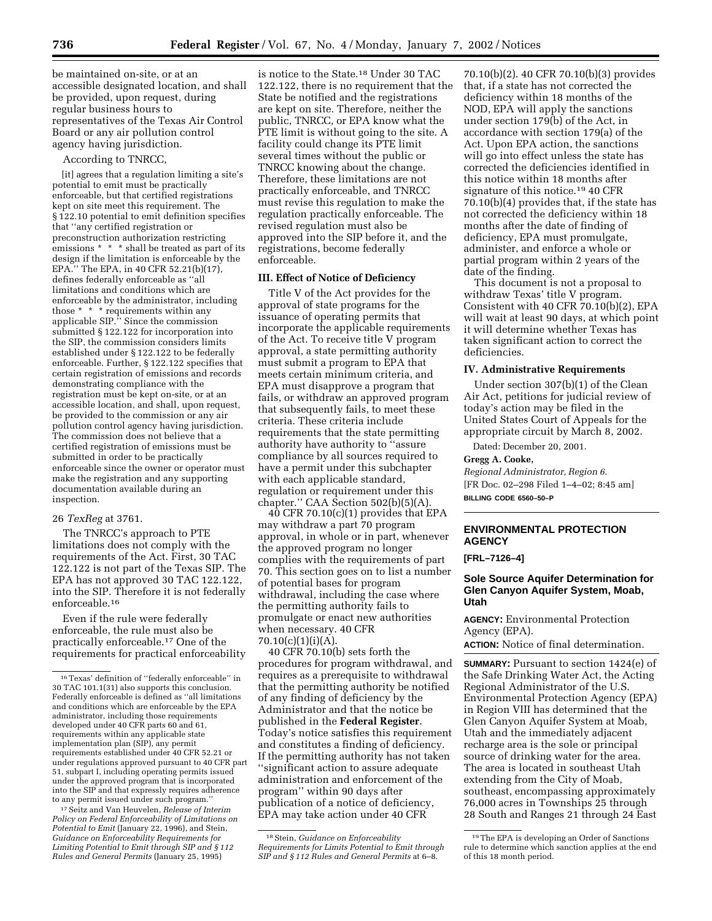be maintained on-site, or at an accessible designated location, and shall be provided, upon request, during regular business hours to representatives of the Texas Air Control Board or any air pollution control agency having jurisdiction.

According to TNRCC,

> [it] agrees that a regulation limiting a site's potential to emit must be practically enforceable, but that certified registrations kept on site meet this requirement. The § 122.10 potential to emit definition specifies that "any certified registration or preconstruction authorization restricting emissions * * * shall be treated as part of its design if the limitation is enforceable by the EPA." The EPA, in 40 CFR 52.21(b)(17), defines federally enforceable as "all limitations and conditions which are enforceable by the administrator, including those * * * requirements within any applicable SIP." Since the commission submitted § 122.122 for incorporation into the SIP, the commission considers limits established under § 122.122 to be federally enforceable. Further, § 122.122 specifies that certain registration of emissions and records demonstrating compliance with the registration must be kept on-site, or at an accessible location, and shall, upon request, be provided to the commission or any air pollution control agency having jurisdiction. The commission does not believe that a certified registration of emissions must be submitted in order to be practically enforceable since the owner or operator must make the registration and any supporting documentation available during an inspection.

26 *TexReg* at 3761.

The TNRCC's approach to PTE limitations does not comply with the requirements of the Act. First, 30 TAC 122.122 is not part of the Texas SIP. The EPA has not approved 30 TAC 122.122, into the SIP. Therefore it is not federally enforceable.[16]

Even if the rule were federally enforceable, the rule must also be practically enforceable.[17] One of the requirements for practical enforceability is notice to the State.[18] Under 30 TAC 122.122, there is no requirement that the State be notified and the registrations are kept on site. Therefore, neither the public, TNRCC, or EPA know what the PTE limit is without going to the site. A facility could change its PTE limit several times without the public or TNRCC knowing about the change. Therefore, these limitations are not practically enforceable, and TNRCC must revise this regulation to make the regulation practically enforceable. The revised regulation must also be approved into the SIP before it, and the registrations, become federally enforceable.

### III. Effect of Notice of Deficiency

Title V of the Act provides for the approval of state programs for the issuance of operating permits that incorporate the applicable requirements of the Act. To receive title V program approval, a state permitting authority must submit a program to EPA that meets certain minimum criteria, and EPA must disapprove a program that fails, or withdraw an approved program that subsequently fails, to meet these criteria. These criteria include requirements that the state permitting authority have authority to "assure compliance by all sources required to have a permit under this subchapter with each applicable standard, regulation or requirement under this chapter." CAA Section 502(b)(5)(A).

40 CFR 70.10(c)(1) provides that EPA may withdraw a part 70 program approval, in whole or in part, whenever the approved program no longer complies with the requirements of part 70. This section goes on to list a number of potential bases for program withdrawal, including the case where the permitting authority fails to promulgate or enact new authorities when necessary. 40 CFR 70.10(c)(1)(i)(A).

40 CFR 70.10(b) sets forth the procedures for program withdrawal, and requires as a prerequisite to withdrawal that the permitting authority be notified of any finding of deficiency by the Administrator and that the notice be published in the **Federal Register**. Today's notice satisfies this requirement and constitutes a finding of deficiency. If the permitting authority has not taken "significant action to assure adequate administration and enforcement of the program" within 90 days after publication of a notice of deficiency, EPA may take action under 40 CFR 70.10(b)(2). 40 CFR 70.10(b)(3) provides that, if a state has not corrected the deficiency within 18 months of the NOD, EPA will apply the sanctions under section 179(b) of the Act, in accordance with section 179(a) of the Act. Upon EPA action, the sanctions will go into effect unless the state has corrected the deficiencies identified in this notice within 18 months after signature of this notice.[19] 40 CFR 70.10(b)(4) provides that, if the state has not corrected the deficiency within 18 months after the date of finding of deficiency, EPA must promulgate, administer, and enforce a whole or partial program within 2 years of the date of the finding.

This document is not a proposal to withdraw Texas' title V program. Consistent with 40 CFR 70.10(b)(2), EPA will wait at least 90 days, at which point it will determine whether Texas has taken significant action to correct the deficiencies.

### IV. Administrative Requirements

Under section 307(b)(1) of the Clean Air Act, petitions for judicial review of today's action may be filed in the United States Court of Appeals for the appropriate circuit by March 8, 2002.

Dated: December 20, 2001.

**Gregg A. Cooke,**

*Regional Administrator, Region 6.*

[FR Doc. 02–298 Filed 1–4–02; 8:45 am]

BILLING CODE 6560–50–P

---

[16] Texas' definition of "federally enforceable" in 30 TAC 101.1(31) also supports this conclusion. Federally enforceable is defined as "all limitations and conditions which are enforceable by the EPA administrator, including those requirements developed under 40 CFR parts 60 and 61, requirements within any applicable state implementation plan (SIP), any permit requirements established under 40 CFR 52.21 or under regulations approved pursuant to 40 CFR part 51, subpart I, including operating permits issued under the approved program that is incorporated into the SIP and that expressly requires adherence to any permit issued under such program."

[17] Seitz and Van Heuvelen, *Release of Interim Policy on Federal Enforceability of Limitations on Potential to Emit* (January 22, 1996), and Stein, *Guidance on Enforceability Requirements for Limiting Potential to Emit through SIP and § 112 Rules and General Permits* (January 25, 1995)

[18] Stein, *Guidance on Enforceability Requirements for Limits Potential to Emit through SIP and § 112 Rules and General Permits* at 6–8.

[19] The EPA is developing an Order of Sanctions rule to determine which sanction applies at the end of this 18 month period.

---

## ENVIRONMENTAL PROTECTION AGENCY

**[FRL–7126–4]**

### Sole Source Aquifer Determination for Glen Canyon Aquifer System, Moab, Utah

**AGENCY:** Environmental Protection Agency (EPA).

**ACTION:** Notice of final determination.

**SUMMARY:** Pursuant to section 1424(e) of the Safe Drinking Water Act, the Acting Regional Administrator of the U.S. Environmental Protection Agency (EPA) in Region VIII has determined that the Glen Canyon Aquifer System at Moab, Utah and the immediately adjacent recharge area is the sole or principal source of drinking water for the area. The area is located in southeast Utah extending from the City of Moab, southeast, encompassing approximately 76,000 acres in Townships 25 through 28 South and Ranges 21 through 24 East